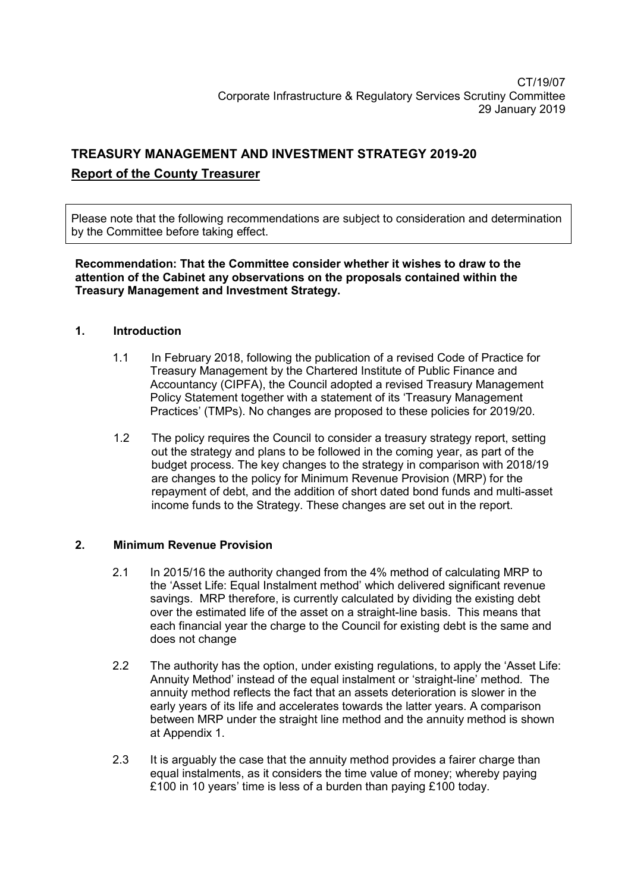CT/19/07
Corporate Infrastructure & Regulatory Services Scrutiny Committee
29 January 2019

# TREASURY MANAGEMENT AND INVESTMENT STRATEGY 2019-20

## Report of the County Treasurer

Please note that the following recommendations are subject to consideration and determination by the Committee before taking effect.

**Recommendation: That the Committee consider whether it wishes to draw to the attention of the Cabinet any observations on the proposals contained within the Treasury Management and Investment Strategy.**

### 1. Introduction

1.1 In February 2018, following the publication of a revised Code of Practice for Treasury Management by the Chartered Institute of Public Finance and Accountancy (CIPFA), the Council adopted a revised Treasury Management Policy Statement together with a statement of its 'Treasury Management Practices' (TMPs). No changes are proposed to these policies for 2019/20.

1.2 The policy requires the Council to consider a treasury strategy report, setting out the strategy and plans to be followed in the coming year, as part of the budget process. The key changes to the strategy in comparison with 2018/19 are changes to the policy for Minimum Revenue Provision (MRP) for the repayment of debt, and the addition of short dated bond funds and multi-asset income funds to the Strategy. These changes are set out in the report.

### 2. Minimum Revenue Provision

2.1 In 2015/16 the authority changed from the 4% method of calculating MRP to the 'Asset Life: Equal Instalment method' which delivered significant revenue savings. MRP therefore, is currently calculated by dividing the existing debt over the estimated life of the asset on a straight-line basis. This means that each financial year the charge to the Council for existing debt is the same and does not change

2.2 The authority has the option, under existing regulations, to apply the 'Asset Life: Annuity Method' instead of the equal instalment or 'straight-line' method. The annuity method reflects the fact that an assets deterioration is slower in the early years of its life and accelerates towards the latter years. A comparison between MRP under the straight line method and the annuity method is shown at Appendix 1.

2.3 It is arguably the case that the annuity method provides a fairer charge than equal instalments, as it considers the time value of money; whereby paying £100 in 10 years' time is less of a burden than paying £100 today.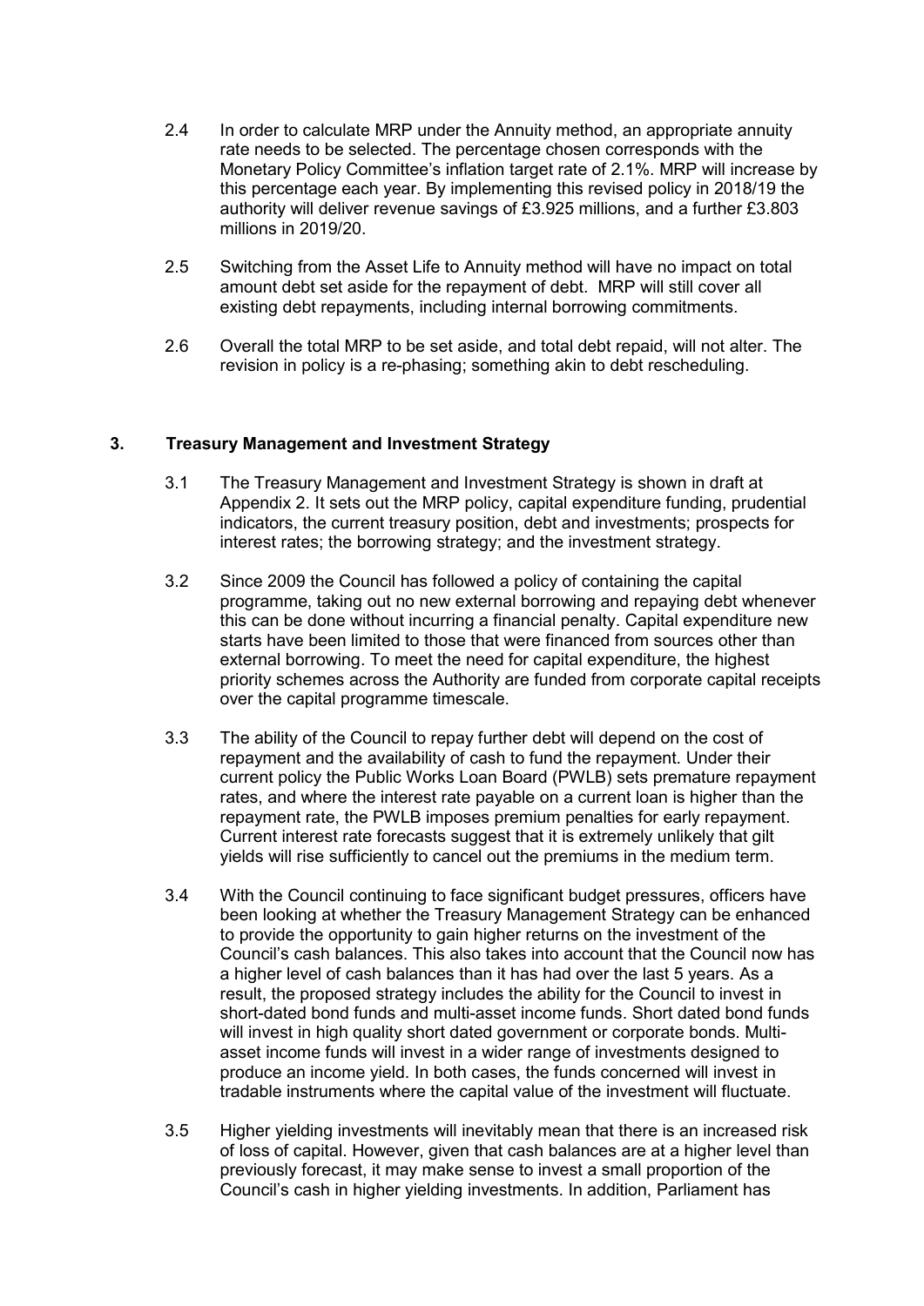2.4 In order to calculate MRP under the Annuity method, an appropriate annuity rate needs to be selected. The percentage chosen corresponds with the Monetary Policy Committee's inflation target rate of 2.1%. MRP will increase by this percentage each year. By implementing this revised policy in 2018/19 the authority will deliver revenue savings of £3.925 millions, and a further £3.803 millions in 2019/20.

2.5 Switching from the Asset Life to Annuity method will have no impact on total amount debt set aside for the repayment of debt. MRP will still cover all existing debt repayments, including internal borrowing commitments.

2.6 Overall the total MRP to be set aside, and total debt repaid, will not alter. The revision in policy is a re-phasing; something akin to debt rescheduling.

## 3. Treasury Management and Investment Strategy

3.1 The Treasury Management and Investment Strategy is shown in draft at Appendix 2. It sets out the MRP policy, capital expenditure funding, prudential indicators, the current treasury position, debt and investments; prospects for interest rates; the borrowing strategy; and the investment strategy.

3.2 Since 2009 the Council has followed a policy of containing the capital programme, taking out no new external borrowing and repaying debt whenever this can be done without incurring a financial penalty. Capital expenditure new starts have been limited to those that were financed from sources other than external borrowing. To meet the need for capital expenditure, the highest priority schemes across the Authority are funded from corporate capital receipts over the capital programme timescale.

3.3 The ability of the Council to repay further debt will depend on the cost of repayment and the availability of cash to fund the repayment. Under their current policy the Public Works Loan Board (PWLB) sets premature repayment rates, and where the interest rate payable on a current loan is higher than the repayment rate, the PWLB imposes premium penalties for early repayment. Current interest rate forecasts suggest that it is extremely unlikely that gilt yields will rise sufficiently to cancel out the premiums in the medium term.

3.4 With the Council continuing to face significant budget pressures, officers have been looking at whether the Treasury Management Strategy can be enhanced to provide the opportunity to gain higher returns on the investment of the Council's cash balances. This also takes into account that the Council now has a higher level of cash balances than it has had over the last 5 years. As a result, the proposed strategy includes the ability for the Council to invest in short-dated bond funds and multi-asset income funds. Short dated bond funds will invest in high quality short dated government or corporate bonds. Multi-asset income funds will invest in a wider range of investments designed to produce an income yield. In both cases, the funds concerned will invest in tradable instruments where the capital value of the investment will fluctuate.

3.5 Higher yielding investments will inevitably mean that there is an increased risk of loss of capital. However, given that cash balances are at a higher level than previously forecast, it may make sense to invest a small proportion of the Council's cash in higher yielding investments. In addition, Parliament has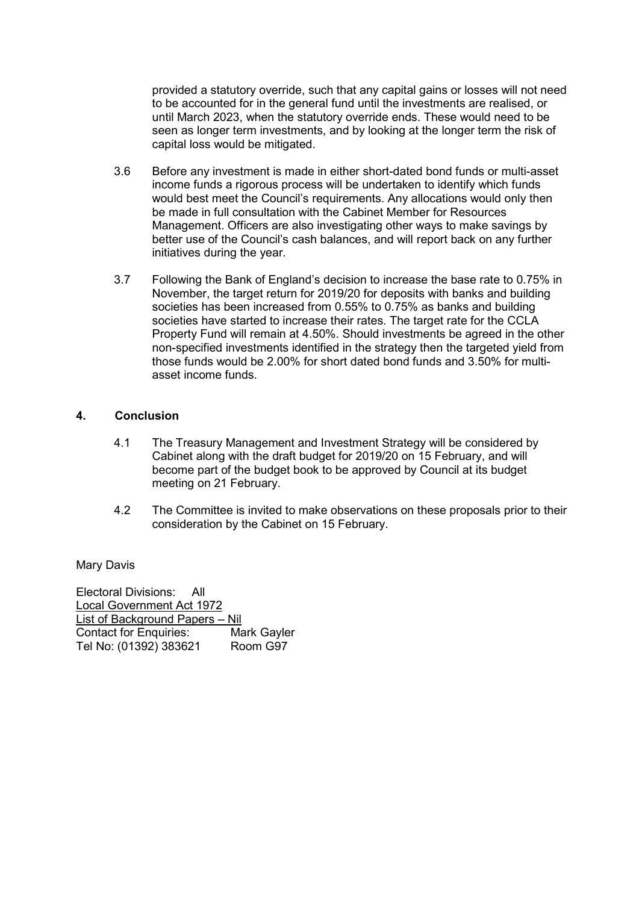provided a statutory override, such that any capital gains or losses will not need to be accounted for in the general fund until the investments are realised, or until March 2023, when the statutory override ends. These would need to be seen as longer term investments, and by looking at the longer term the risk of capital loss would be mitigated.

3.6 Before any investment is made in either short-dated bond funds or multi-asset income funds a rigorous process will be undertaken to identify which funds would best meet the Council's requirements. Any allocations would only then be made in full consultation with the Cabinet Member for Resources Management. Officers are also investigating other ways to make savings by better use of the Council's cash balances, and will report back on any further initiatives during the year.

3.7 Following the Bank of England's decision to increase the base rate to 0.75% in November, the target return for 2019/20 for deposits with banks and building societies has been increased from 0.55% to 0.75% as banks and building societies have started to increase their rates. The target rate for the CCLA Property Fund will remain at 4.50%. Should investments be agreed in the other non-specified investments identified in the strategy then the targeted yield from those funds would be 2.00% for short dated bond funds and 3.50% for multi-asset income funds.

## 4. Conclusion

4.1 The Treasury Management and Investment Strategy will be considered by Cabinet along with the draft budget for 2019/20 on 15 February, and will become part of the budget book to be approved by Council at its budget meeting on 21 February.

4.2 The Committee is invited to make observations on these proposals prior to their consideration by the Cabinet on 15 February.

Mary Davis

Electoral Divisions: All
Local Government Act 1972
List of Background Papers – Nil
Contact for Enquiries: Mark Gayler
Tel No: (01392) 383621 Room G97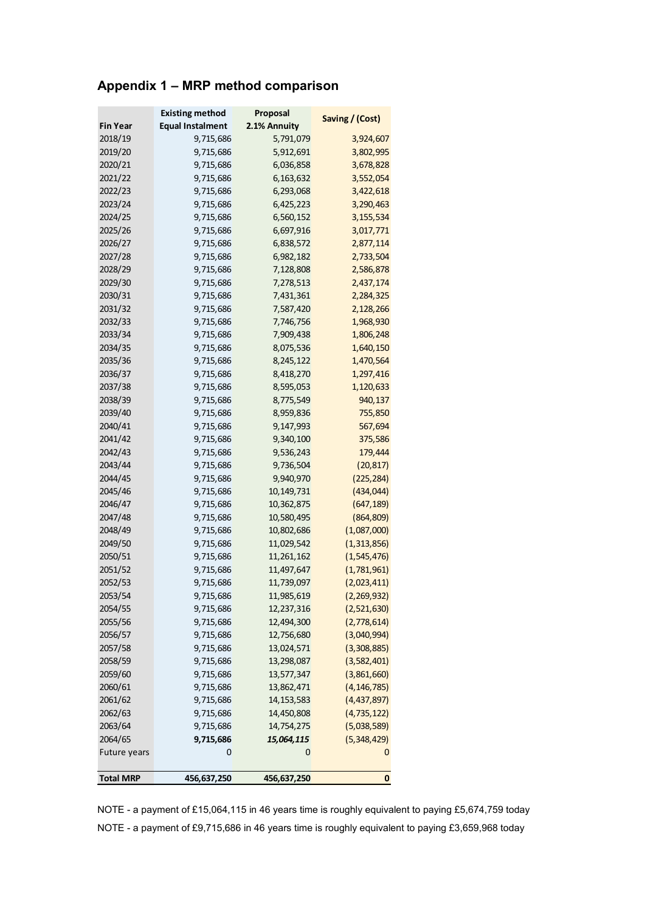## Appendix 1 – MRP method comparison

| Fin Year | Existing method Equal Instalment | Proposal 2.1% Annuity | Saving / (Cost) |
|---|---|---|---|
| 2018/19 | 9,715,686 | 5,791,079 | 3,924,607 |
| 2019/20 | 9,715,686 | 5,912,691 | 3,802,995 |
| 2020/21 | 9,715,686 | 6,036,858 | 3,678,828 |
| 2021/22 | 9,715,686 | 6,163,632 | 3,552,054 |
| 2022/23 | 9,715,686 | 6,293,068 | 3,422,618 |
| 2023/24 | 9,715,686 | 6,425,223 | 3,290,463 |
| 2024/25 | 9,715,686 | 6,560,152 | 3,155,534 |
| 2025/26 | 9,715,686 | 6,697,916 | 3,017,771 |
| 2026/27 | 9,715,686 | 6,838,572 | 2,877,114 |
| 2027/28 | 9,715,686 | 6,982,182 | 2,733,504 |
| 2028/29 | 9,715,686 | 7,128,808 | 2,586,878 |
| 2029/30 | 9,715,686 | 7,278,513 | 2,437,174 |
| 2030/31 | 9,715,686 | 7,431,361 | 2,284,325 |
| 2031/32 | 9,715,686 | 7,587,420 | 2,128,266 |
| 2032/33 | 9,715,686 | 7,746,756 | 1,968,930 |
| 2033/34 | 9,715,686 | 7,909,438 | 1,806,248 |
| 2034/35 | 9,715,686 | 8,075,536 | 1,640,150 |
| 2035/36 | 9,715,686 | 8,245,122 | 1,470,564 |
| 2036/37 | 9,715,686 | 8,418,270 | 1,297,416 |
| 2037/38 | 9,715,686 | 8,595,053 | 1,120,633 |
| 2038/39 | 9,715,686 | 8,775,549 | 940,137 |
| 2039/40 | 9,715,686 | 8,959,836 | 755,850 |
| 2040/41 | 9,715,686 | 9,147,993 | 567,694 |
| 2041/42 | 9,715,686 | 9,340,100 | 375,586 |
| 2042/43 | 9,715,686 | 9,536,243 | 179,444 |
| 2043/44 | 9,715,686 | 9,736,504 | (20,817) |
| 2044/45 | 9,715,686 | 9,940,970 | (225,284) |
| 2045/46 | 9,715,686 | 10,149,731 | (434,044) |
| 2046/47 | 9,715,686 | 10,362,875 | (647,189) |
| 2047/48 | 9,715,686 | 10,580,495 | (864,809) |
| 2048/49 | 9,715,686 | 10,802,686 | (1,087,000) |
| 2049/50 | 9,715,686 | 11,029,542 | (1,313,856) |
| 2050/51 | 9,715,686 | 11,261,162 | (1,545,476) |
| 2051/52 | 9,715,686 | 11,497,647 | (1,781,961) |
| 2052/53 | 9,715,686 | 11,739,097 | (2,023,411) |
| 2053/54 | 9,715,686 | 11,985,619 | (2,269,932) |
| 2054/55 | 9,715,686 | 12,237,316 | (2,521,630) |
| 2055/56 | 9,715,686 | 12,494,300 | (2,778,614) |
| 2056/57 | 9,715,686 | 12,756,680 | (3,040,994) |
| 2057/58 | 9,715,686 | 13,024,571 | (3,308,885) |
| 2058/59 | 9,715,686 | 13,298,087 | (3,582,401) |
| 2059/60 | 9,715,686 | 13,577,347 | (3,861,660) |
| 2060/61 | 9,715,686 | 13,862,471 | (4,146,785) |
| 2061/62 | 9,715,686 | 14,153,583 | (4,437,897) |
| 2062/63 | 9,715,686 | 14,450,808 | (4,735,122) |
| 2063/64 | 9,715,686 | 14,754,275 | (5,038,589) |
| 2064/65 | **9,715,686** | ***15,064,115*** | (5,348,429) |
| Future years | 0 | 0 | 0 |
| **Total MRP** | **456,637,250** | **456,637,250** | **0** |

NOTE - a payment of £15,064,115 in 46 years time is roughly equivalent to paying £5,674,759 today

NOTE - a payment of £9,715,686 in 46 years time is roughly equivalent to paying £3,659,968 today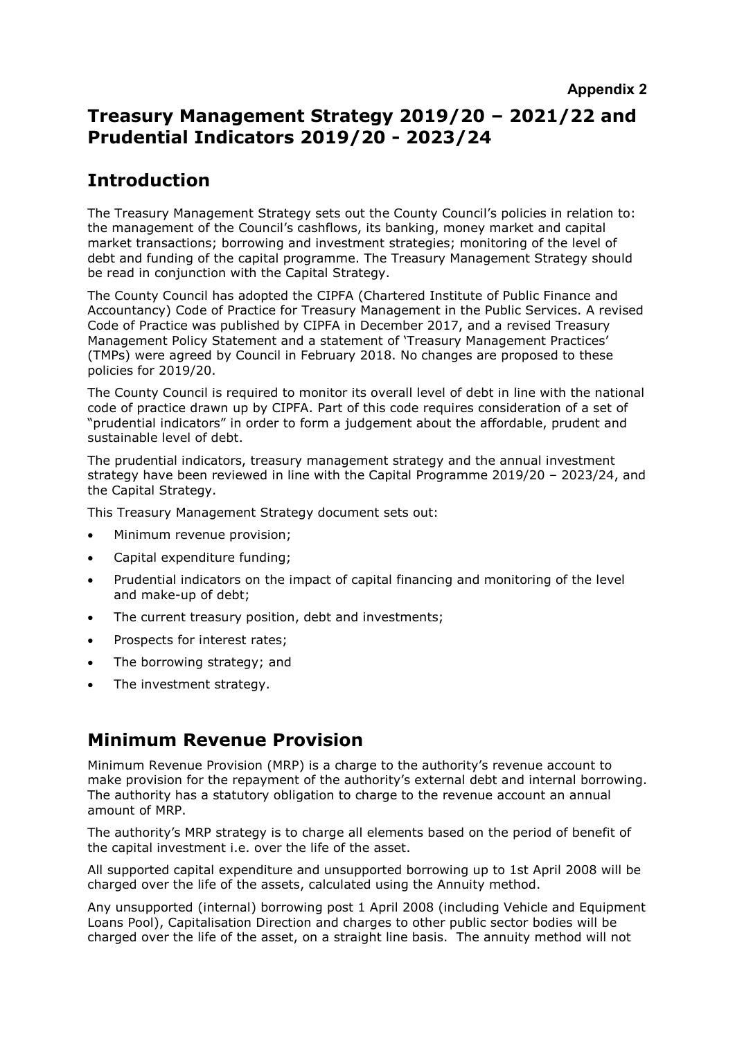**Appendix 2**

# Treasury Management Strategy 2019/20 – 2021/22 and Prudential Indicators 2019/20 - 2023/24

## Introduction

The Treasury Management Strategy sets out the County Council's policies in relation to: the management of the Council's cashflows, its banking, money market and capital market transactions; borrowing and investment strategies; monitoring of the level of debt and funding of the capital programme. The Treasury Management Strategy should be read in conjunction with the Capital Strategy.

The County Council has adopted the CIPFA (Chartered Institute of Public Finance and Accountancy) Code of Practice for Treasury Management in the Public Services. A revised Code of Practice was published by CIPFA in December 2017, and a revised Treasury Management Policy Statement and a statement of 'Treasury Management Practices' (TMPs) were agreed by Council in February 2018. No changes are proposed to these policies for 2019/20.

The County Council is required to monitor its overall level of debt in line with the national code of practice drawn up by CIPFA. Part of this code requires consideration of a set of "prudential indicators" in order to form a judgement about the affordable, prudent and sustainable level of debt.

The prudential indicators, treasury management strategy and the annual investment strategy have been reviewed in line with the Capital Programme 2019/20 – 2023/24, and the Capital Strategy.

This Treasury Management Strategy document sets out:

- Minimum revenue provision;
- Capital expenditure funding;
- Prudential indicators on the impact of capital financing and monitoring of the level and make-up of debt;
- The current treasury position, debt and investments;
- Prospects for interest rates;
- The borrowing strategy; and
- The investment strategy.

## Minimum Revenue Provision

Minimum Revenue Provision (MRP) is a charge to the authority's revenue account to make provision for the repayment of the authority's external debt and internal borrowing. The authority has a statutory obligation to charge to the revenue account an annual amount of MRP.

The authority's MRP strategy is to charge all elements based on the period of benefit of the capital investment i.e. over the life of the asset.

All supported capital expenditure and unsupported borrowing up to 1st April 2008 will be charged over the life of the assets, calculated using the Annuity method.

Any unsupported (internal) borrowing post 1 April 2008 (including Vehicle and Equipment Loans Pool), Capitalisation Direction and charges to other public sector bodies will be charged over the life of the asset, on a straight line basis. The annuity method will not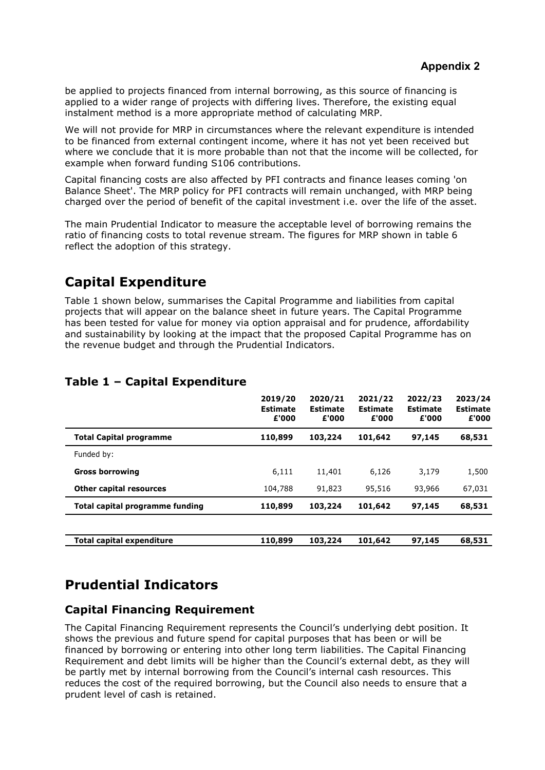be applied to projects financed from internal borrowing, as this source of financing is applied to a wider range of projects with differing lives. Therefore, the existing equal instalment method is a more appropriate method of calculating MRP.

We will not provide for MRP in circumstances where the relevant expenditure is intended to be financed from external contingent income, where it has not yet been received but where we conclude that it is more probable than not that the income will be collected, for example when forward funding S106 contributions.

Capital financing costs are also affected by PFI contracts and finance leases coming 'on Balance Sheet'. The MRP policy for PFI contracts will remain unchanged, with MRP being charged over the period of benefit of the capital investment i.e. over the life of the asset.

The main Prudential Indicator to measure the acceptable level of borrowing remains the ratio of financing costs to total revenue stream. The figures for MRP shown in table 6 reflect the adoption of this strategy.

## Capital Expenditure

Table 1 shown below, summarises the Capital Programme and liabilities from capital projects that will appear on the balance sheet in future years. The Capital Programme has been tested for value for money via option appraisal and for prudence, affordability and sustainability by looking at the impact that the proposed Capital Programme has on the revenue budget and through the Prudential Indicators.

### Table 1 – Capital Expenditure

| | 2019/20 Estimate £'000 | 2020/21 Estimate £'000 | 2021/22 Estimate £'000 | 2022/23 Estimate £'000 | 2023/24 Estimate £'000 |
|---|---|---|---|---|---|
| **Total Capital programme** | **110,899** | **103,224** | **101,642** | **97,145** | **68,531** |
| Funded by: | | | | | |
| **Gross borrowing** | 6,111 | 11,401 | 6,126 | 3,179 | 1,500 |
| **Other capital resources** | 104,788 | 91,823 | 95,516 | 93,966 | 67,031 |
| **Total capital programme funding** | **110,899** | **103,224** | **101,642** | **97,145** | **68,531** |
| | | | | | |
| **Total capital expenditure** | **110,899** | **103,224** | **101,642** | **97,145** | **68,531** |

## Prudential Indicators

### Capital Financing Requirement

The Capital Financing Requirement represents the Council's underlying debt position. It shows the previous and future spend for capital purposes that has been or will be financed by borrowing or entering into other long term liabilities. The Capital Financing Requirement and debt limits will be higher than the Council's external debt, as they will be partly met by internal borrowing from the Council's internal cash resources. This reduces the cost of the required borrowing, but the Council also needs to ensure that a prudent level of cash is retained.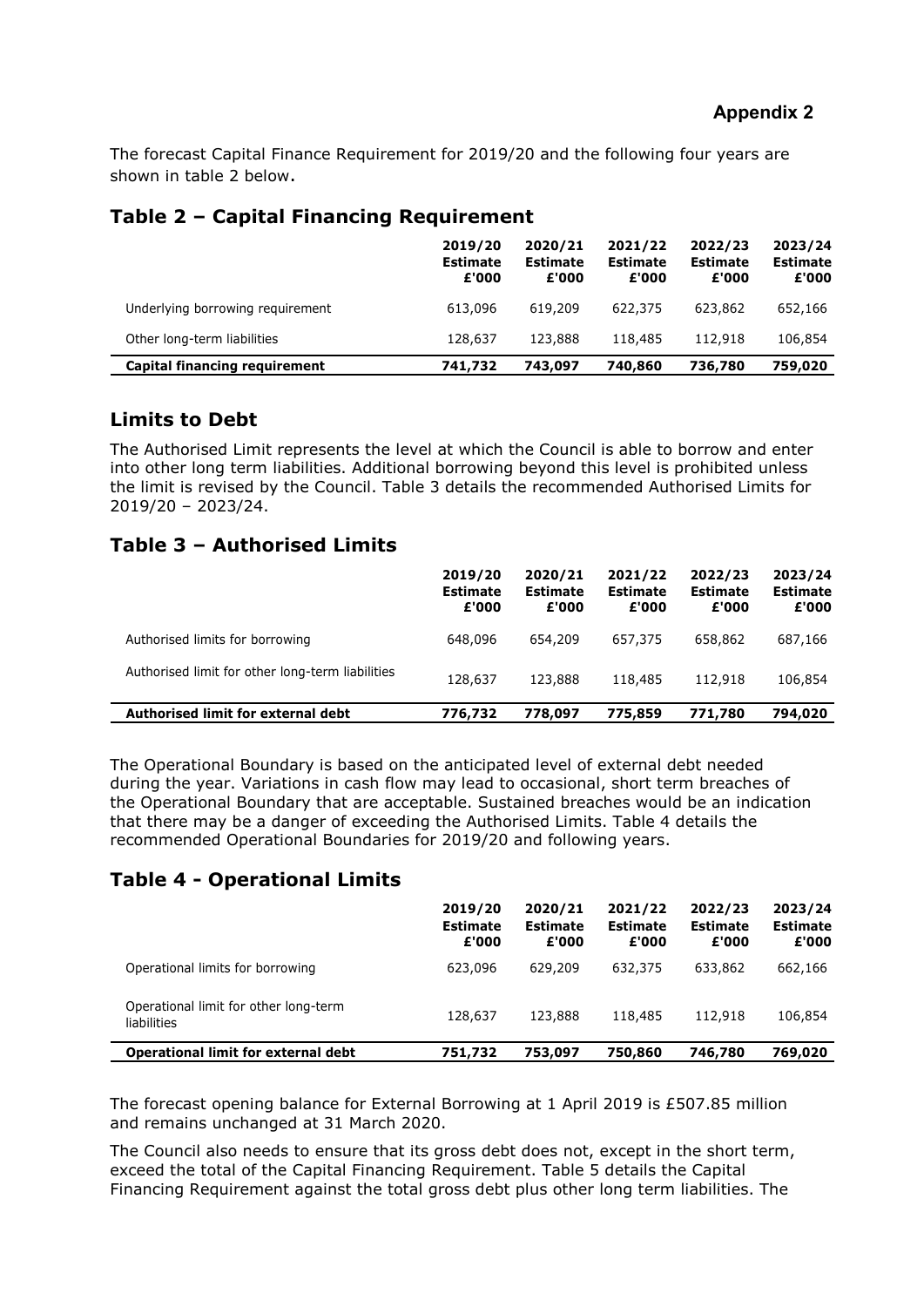## Appendix 2

The forecast Capital Finance Requirement for 2019/20 and the following four years are shown in table 2 below.

## Table 2 – Capital Financing Requirement

| | 2019/20 Estimate £'000 | 2020/21 Estimate £'000 | 2021/22 Estimate £'000 | 2022/23 Estimate £'000 | 2023/24 Estimate £'000 |
|---|---|---|---|---|---|
| Underlying borrowing requirement | 613,096 | 619,209 | 622,375 | 623,862 | 652,166 |
| Other long-term liabilities | 128,637 | 123,888 | 118,485 | 112,918 | 106,854 |
| **Capital financing requirement** | **741,732** | **743,097** | **740,860** | **736,780** | **759,020** |

## Limits to Debt

The Authorised Limit represents the level at which the Council is able to borrow and enter into other long term liabilities. Additional borrowing beyond this level is prohibited unless the limit is revised by the Council. Table 3 details the recommended Authorised Limits for 2019/20 – 2023/24.

## Table 3 – Authorised Limits

| | 2019/20 Estimate £'000 | 2020/21 Estimate £'000 | 2021/22 Estimate £'000 | 2022/23 Estimate £'000 | 2023/24 Estimate £'000 |
|---|---|---|---|---|---|
| Authorised limits for borrowing | 648,096 | 654,209 | 657,375 | 658,862 | 687,166 |
| Authorised limit for other long-term liabilities | 128,637 | 123,888 | 118,485 | 112,918 | 106,854 |
| **Authorised limit for external debt** | **776,732** | **778,097** | **775,859** | **771,780** | **794,020** |

The Operational Boundary is based on the anticipated level of external debt needed during the year. Variations in cash flow may lead to occasional, short term breaches of the Operational Boundary that are acceptable. Sustained breaches would be an indication that there may be a danger of exceeding the Authorised Limits. Table 4 details the recommended Operational Boundaries for 2019/20 and following years.

## Table 4 - Operational Limits

| | 2019/20 Estimate £'000 | 2020/21 Estimate £'000 | 2021/22 Estimate £'000 | 2022/23 Estimate £'000 | 2023/24 Estimate £'000 |
|---|---|---|---|---|---|
| Operational limits for borrowing | 623,096 | 629,209 | 632,375 | 633,862 | 662,166 |
| Operational limit for other long-term liabilities | 128,637 | 123,888 | 118,485 | 112,918 | 106,854 |
| **Operational limit for external debt** | **751,732** | **753,097** | **750,860** | **746,780** | **769,020** |

The forecast opening balance for External Borrowing at 1 April 2019 is £507.85 million and remains unchanged at 31 March 2020.

The Council also needs to ensure that its gross debt does not, except in the short term, exceed the total of the Capital Financing Requirement. Table 5 details the Capital Financing Requirement against the total gross debt plus other long term liabilities. The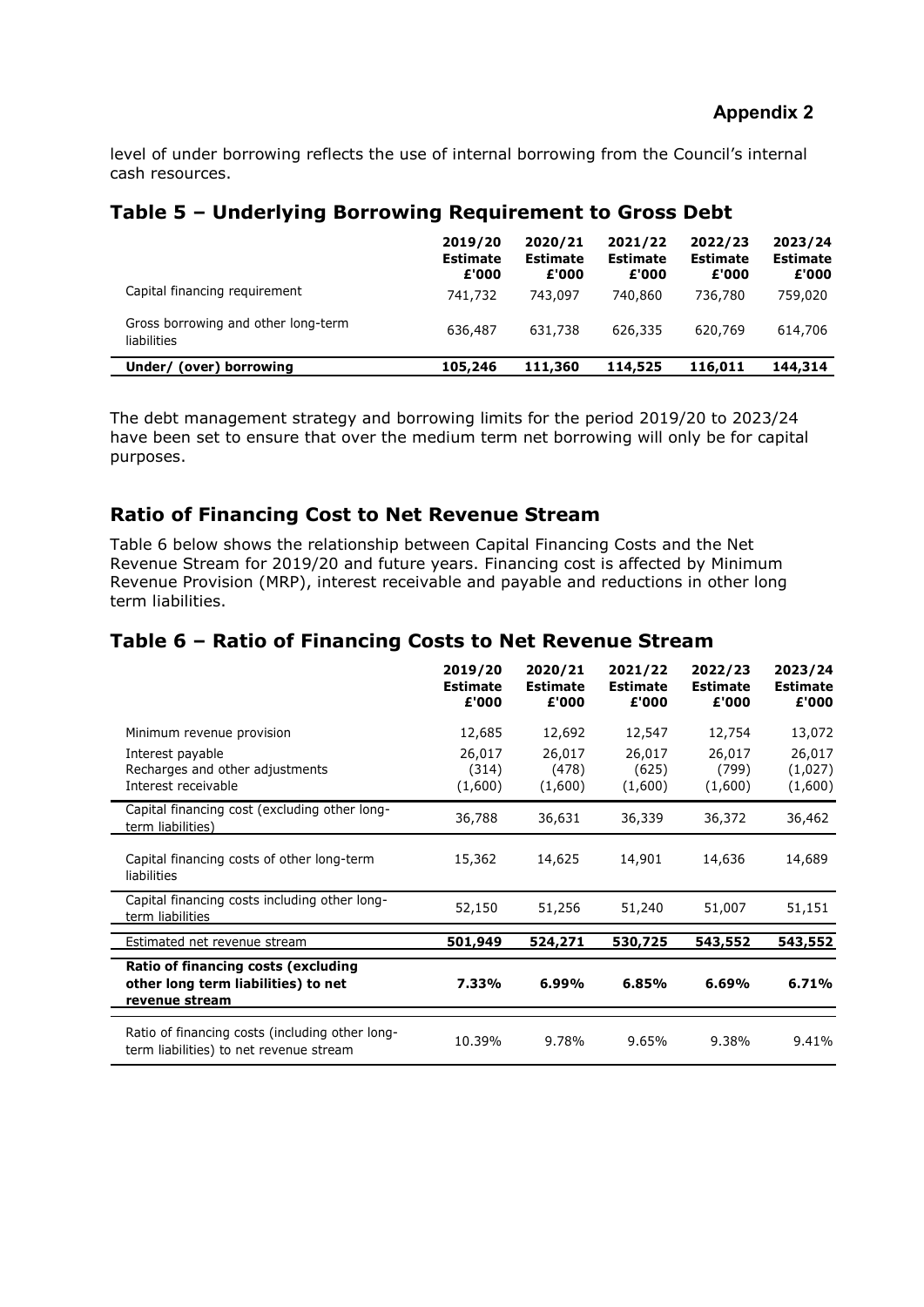level of under borrowing reflects the use of internal borrowing from the Council's internal cash resources.

## Table 5 – Underlying Borrowing Requirement to Gross Debt

| | 2019/20 Estimate £'000 | 2020/21 Estimate £'000 | 2021/22 Estimate £'000 | 2022/23 Estimate £'000 | 2023/24 Estimate £'000 |
|---|---|---|---|---|---|
| Capital financing requirement | 741,732 | 743,097 | 740,860 | 736,780 | 759,020 |
| Gross borrowing and other long-term liabilities | 636,487 | 631,738 | 626,335 | 620,769 | 614,706 |
| **Under/ (over) borrowing** | **105,246** | **111,360** | **114,525** | **116,011** | **144,314** |

The debt management strategy and borrowing limits for the period 2019/20 to 2023/24 have been set to ensure that over the medium term net borrowing will only be for capital purposes.

## Ratio of Financing Cost to Net Revenue Stream

Table 6 below shows the relationship between Capital Financing Costs and the Net Revenue Stream for 2019/20 and future years. Financing cost is affected by Minimum Revenue Provision (MRP), interest receivable and payable and reductions in other long term liabilities.

## Table 6 – Ratio of Financing Costs to Net Revenue Stream

| | 2019/20 Estimate £'000 | 2020/21 Estimate £'000 | 2021/22 Estimate £'000 | 2022/23 Estimate £'000 | 2023/24 Estimate £'000 |
|---|---|---|---|---|---|
| Minimum revenue provision | 12,685 | 12,692 | 12,547 | 12,754 | 13,072 |
| Interest payable | 26,017 | 26,017 | 26,017 | 26,017 | 26,017 |
| Recharges and other adjustments | (314) | (478) | (625) | (799) | (1,027) |
| Interest receivable | (1,600) | (1,600) | (1,600) | (1,600) | (1,600) |
| Capital financing cost (excluding other long-term liabilities) | 36,788 | 36,631 | 36,339 | 36,372 | 36,462 |
| Capital financing costs of other long-term liabilities | 15,362 | 14,625 | 14,901 | 14,636 | 14,689 |
| Capital financing costs including other long-term liabilities | 52,150 | 51,256 | 51,240 | 51,007 | 51,151 |
| Estimated net revenue stream | **501,949** | **524,271** | **530,725** | **543,552** | **543,552** |
| **Ratio of financing costs (excluding other long term liabilities) to net revenue stream** | **7.33%** | **6.99%** | **6.85%** | **6.69%** | **6.71%** |
| Ratio of financing costs (including other long-term liabilities) to net revenue stream | 10.39% | 9.78% | 9.65% | 9.38% | 9.41% |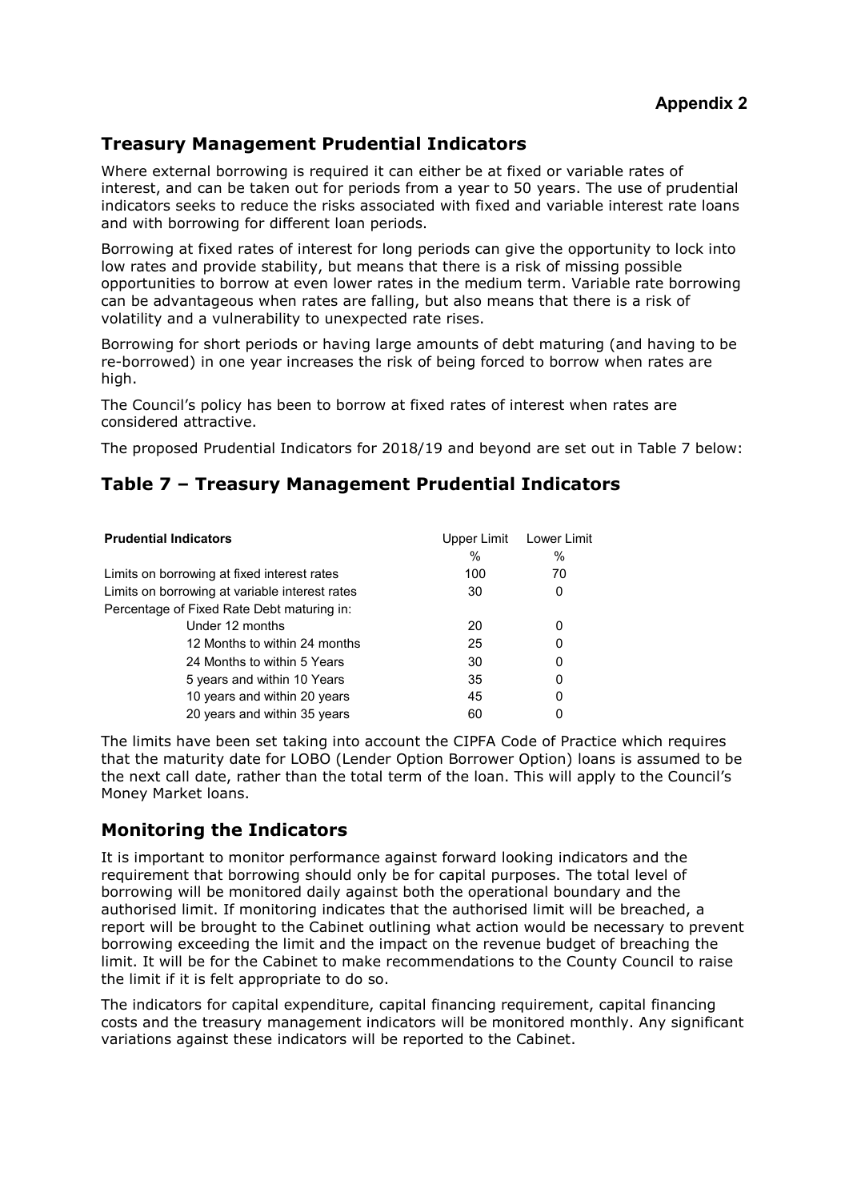**Appendix 2**

## Treasury Management Prudential Indicators

Where external borrowing is required it can either be at fixed or variable rates of interest, and can be taken out for periods from a year to 50 years. The use of prudential indicators seeks to reduce the risks associated with fixed and variable interest rate loans and with borrowing for different loan periods.

Borrowing at fixed rates of interest for long periods can give the opportunity to lock into low rates and provide stability, but means that there is a risk of missing possible opportunities to borrow at even lower rates in the medium term. Variable rate borrowing can be advantageous when rates are falling, but also means that there is a risk of volatility and a vulnerability to unexpected rate rises.

Borrowing for short periods or having large amounts of debt maturing (and having to be re-borrowed) in one year increases the risk of being forced to borrow when rates are high.

The Council's policy has been to borrow at fixed rates of interest when rates are considered attractive.

The proposed Prudential Indicators for 2018/19 and beyond are set out in Table 7 below:

## Table 7 – Treasury Management Prudential Indicators

| Prudential Indicators | Upper Limit % | Lower Limit % |
|---|---|---|
| Limits on borrowing at fixed interest rates | 100 | 70 |
| Limits on borrowing at variable interest rates | 30 | 0 |
| Percentage of Fixed Rate Debt maturing in: | | |
| Under 12 months | 20 | 0 |
| 12 Months to within 24 months | 25 | 0 |
| 24 Months to within 5 Years | 30 | 0 |
| 5 years and within 10 Years | 35 | 0 |
| 10 years and within 20 years | 45 | 0 |
| 20 years and within 35 years | 60 | 0 |

The limits have been set taking into account the CIPFA Code of Practice which requires that the maturity date for LOBO (Lender Option Borrower Option) loans is assumed to be the next call date, rather than the total term of the loan. This will apply to the Council's Money Market loans.

## Monitoring the Indicators

It is important to monitor performance against forward looking indicators and the requirement that borrowing should only be for capital purposes. The total level of borrowing will be monitored daily against both the operational boundary and the authorised limit. If monitoring indicates that the authorised limit will be breached, a report will be brought to the Cabinet outlining what action would be necessary to prevent borrowing exceeding the limit and the impact on the revenue budget of breaching the limit. It will be for the Cabinet to make recommendations to the County Council to raise the limit if it is felt appropriate to do so.

The indicators for capital expenditure, capital financing requirement, capital financing costs and the treasury management indicators will be monitored monthly. Any significant variations against these indicators will be reported to the Cabinet.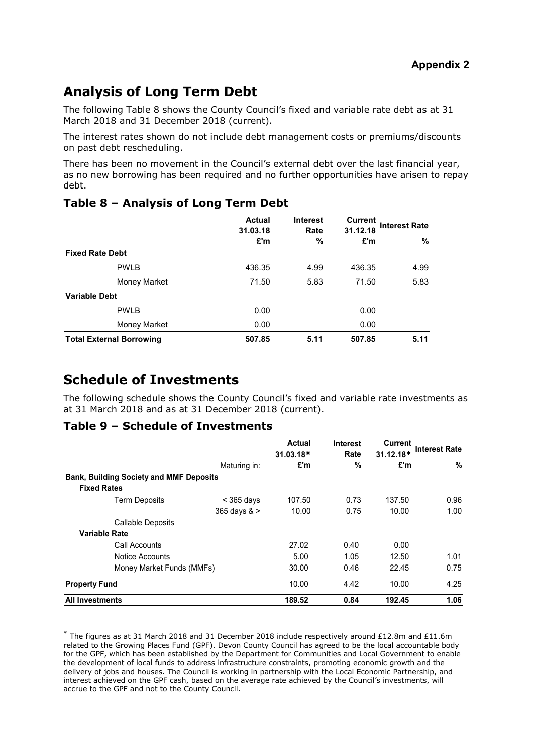**Appendix 2**

## Analysis of Long Term Debt

The following Table 8 shows the County Council's fixed and variable rate debt as at 31 March 2018 and 31 December 2018 (current).

The interest rates shown do not include debt management costs or premiums/discounts on past debt rescheduling.

There has been no movement in the Council's external debt over the last financial year, as no new borrowing has been required and no further opportunities have arisen to repay debt.

### Table 8 – Analysis of Long Term Debt

| | Actual 31.03.18 £'m | Interest Rate % | Current 31.12.18 £'m | Interest Rate % |
|---|---|---|---|---|
| **Fixed Rate Debt** | | | | |
| PWLB | 436.35 | 4.99 | 436.35 | 4.99 |
| Money Market | 71.50 | 5.83 | 71.50 | 5.83 |
| **Variable Debt** | | | | |
| PWLB | 0.00 | | 0.00 | |
| Money Market | 0.00 | | 0.00 | |
| **Total External Borrowing** | **507.85** | **5.11** | **507.85** | **5.11** |

## Schedule of Investments

The following schedule shows the County Council's fixed and variable rate investments as at 31 March 2018 and as at 31 December 2018 (current).

### Table 9 – Schedule of Investments

| | Maturing in: | Actual 31.03.18* £'m | Interest Rate % | Current 31.12.18* £'m | Interest Rate % |
|---|---|---|---|---|---|
| **Bank, Building Society and MMF Deposits** | | | | | |
| **Fixed Rates** | | | | | |
| Term Deposits | < 365 days | 107.50 | 0.73 | 137.50 | 0.96 |
| | 365 days & > | 10.00 | 0.75 | 10.00 | 1.00 |
| Callable Deposits | | | | | |
| **Variable Rate** | | | | | |
| Call Accounts | | 27.02 | 0.40 | 0.00 | |
| Notice Accounts | | 5.00 | 1.05 | 12.50 | 1.01 |
| Money Market Funds (MMFs) | | 30.00 | 0.46 | 22.45 | 0.75 |
| **Property Fund** | | 10.00 | 4.42 | 10.00 | 4.25 |
| **All Investments** | | **189.52** | **0.84** | **192.45** | **1.06** |

* The figures as at 31 March 2018 and 31 December 2018 include respectively around £12.8m and £11.6m related to the Growing Places Fund (GPF). Devon County Council has agreed to be the local accountable body for the GPF, which has been established by the Department for Communities and Local Government to enable the development of local funds to address infrastructure constraints, promoting economic growth and the delivery of jobs and houses. The Council is working in partnership with the Local Economic Partnership, and interest achieved on the GPF cash, based on the average rate achieved by the Council's investments, will accrue to the GPF and not to the County Council.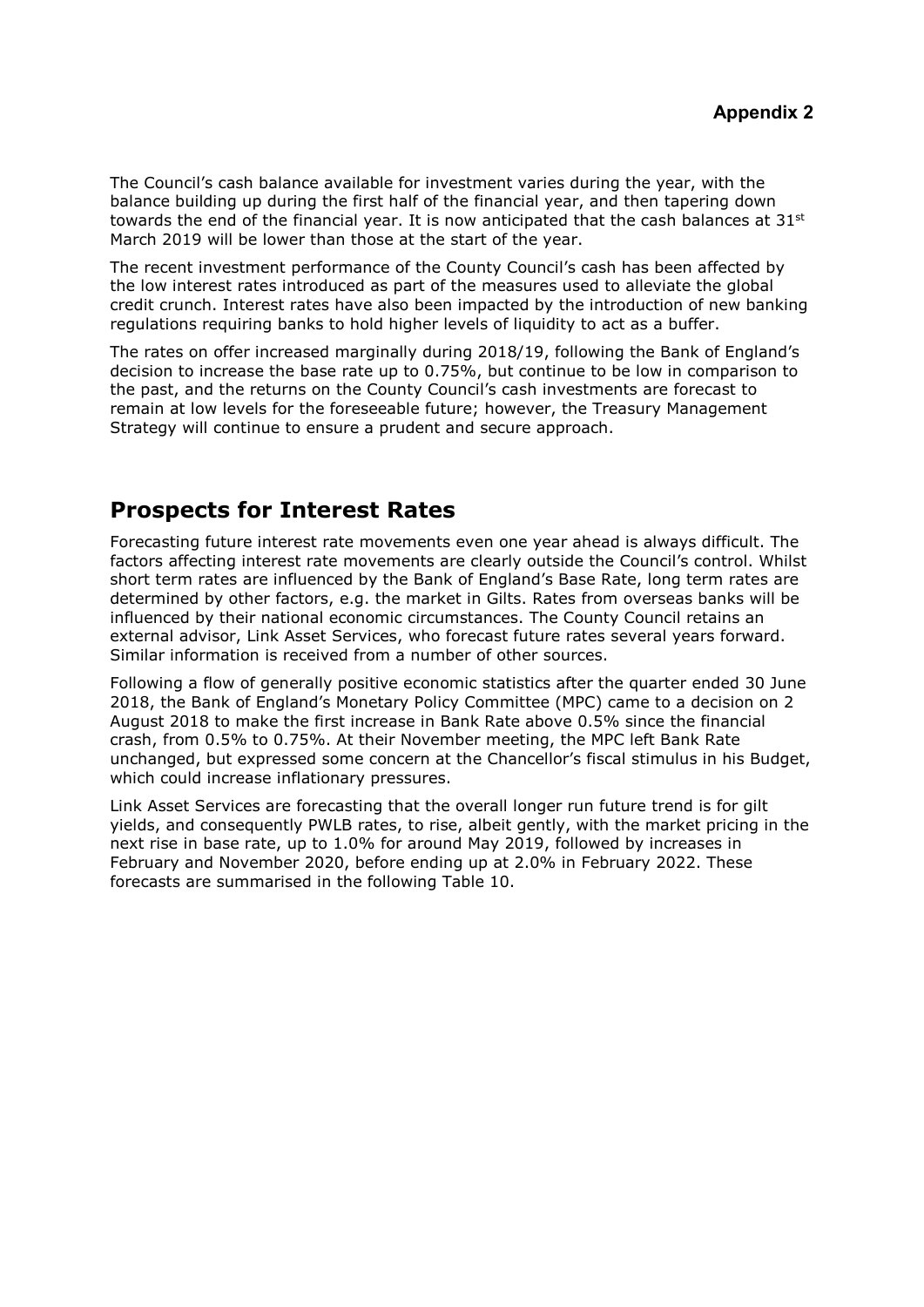The Council's cash balance available for investment varies during the year, with the balance building up during the first half of the financial year, and then tapering down towards the end of the financial year. It is now anticipated that the cash balances at 31st March 2019 will be lower than those at the start of the year.

The recent investment performance of the County Council's cash has been affected by the low interest rates introduced as part of the measures used to alleviate the global credit crunch. Interest rates have also been impacted by the introduction of new banking regulations requiring banks to hold higher levels of liquidity to act as a buffer.

The rates on offer increased marginally during 2018/19, following the Bank of England's decision to increase the base rate up to 0.75%, but continue to be low in comparison to the past, and the returns on the County Council's cash investments are forecast to remain at low levels for the foreseeable future; however, the Treasury Management Strategy will continue to ensure a prudent and secure approach.

## Prospects for Interest Rates

Forecasting future interest rate movements even one year ahead is always difficult. The factors affecting interest rate movements are clearly outside the Council's control. Whilst short term rates are influenced by the Bank of England's Base Rate, long term rates are determined by other factors, e.g. the market in Gilts. Rates from overseas banks will be influenced by their national economic circumstances. The County Council retains an external advisor, Link Asset Services, who forecast future rates several years forward. Similar information is received from a number of other sources.

Following a flow of generally positive economic statistics after the quarter ended 30 June 2018, the Bank of England's Monetary Policy Committee (MPC) came to a decision on 2 August 2018 to make the first increase in Bank Rate above 0.5% since the financial crash, from 0.5% to 0.75%. At their November meeting, the MPC left Bank Rate unchanged, but expressed some concern at the Chancellor's fiscal stimulus in his Budget, which could increase inflationary pressures.

Link Asset Services are forecasting that the overall longer run future trend is for gilt yields, and consequently PWLB rates, to rise, albeit gently, with the market pricing in the next rise in base rate, up to 1.0% for around May 2019, followed by increases in February and November 2020, before ending up at 2.0% in February 2022. These forecasts are summarised in the following Table 10.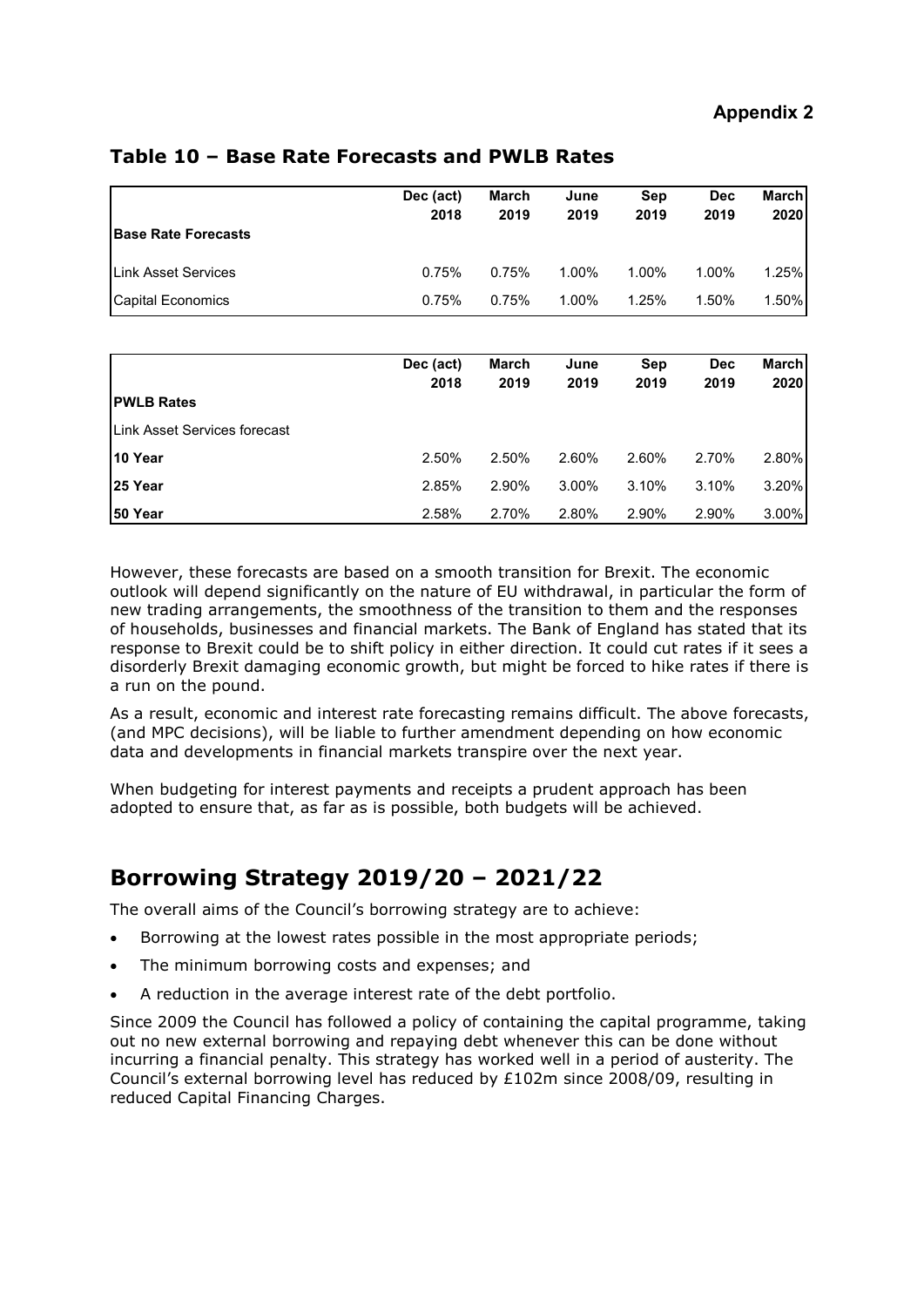**Appendix 2**

## Table 10 – Base Rate Forecasts and PWLB Rates

| | Dec (act) 2018 | March 2019 | June 2019 | Sep 2019 | Dec 2019 | March 2020 |
|---|---|---|---|---|---|---|
| **Base Rate Forecasts** | | | | | | |
| Link Asset Services | 0.75% | 0.75% | 1.00% | 1.00% | 1.00% | 1.25% |
| Capital Economics | 0.75% | 0.75% | 1.00% | 1.25% | 1.50% | 1.50% |

| | Dec (act) 2018 | March 2019 | June 2019 | Sep 2019 | Dec 2019 | March 2020 |
|---|---|---|---|---|---|---|
| **PWLB Rates** | | | | | | |
| Link Asset Services forecast | | | | | | |
| **10 Year** | 2.50% | 2.50% | 2.60% | 2.60% | 2.70% | 2.80% |
| **25 Year** | 2.85% | 2.90% | 3.00% | 3.10% | 3.10% | 3.20% |
| **50 Year** | 2.58% | 2.70% | 2.80% | 2.90% | 2.90% | 3.00% |

However, these forecasts are based on a smooth transition for Brexit. The economic outlook will depend significantly on the nature of EU withdrawal, in particular the form of new trading arrangements, the smoothness of the transition to them and the responses of households, businesses and financial markets. The Bank of England has stated that its response to Brexit could be to shift policy in either direction. It could cut rates if it sees a disorderly Brexit damaging economic growth, but might be forced to hike rates if there is a run on the pound.

As a result, economic and interest rate forecasting remains difficult. The above forecasts, (and MPC decisions), will be liable to further amendment depending on how economic data and developments in financial markets transpire over the next year.

When budgeting for interest payments and receipts a prudent approach has been adopted to ensure that, as far as is possible, both budgets will be achieved.

# Borrowing Strategy 2019/20 – 2021/22

The overall aims of the Council's borrowing strategy are to achieve:

- Borrowing at the lowest rates possible in the most appropriate periods;
- The minimum borrowing costs and expenses; and
- A reduction in the average interest rate of the debt portfolio.

Since 2009 the Council has followed a policy of containing the capital programme, taking out no new external borrowing and repaying debt whenever this can be done without incurring a financial penalty. This strategy has worked well in a period of austerity. The Council's external borrowing level has reduced by £102m since 2008/09, resulting in reduced Capital Financing Charges.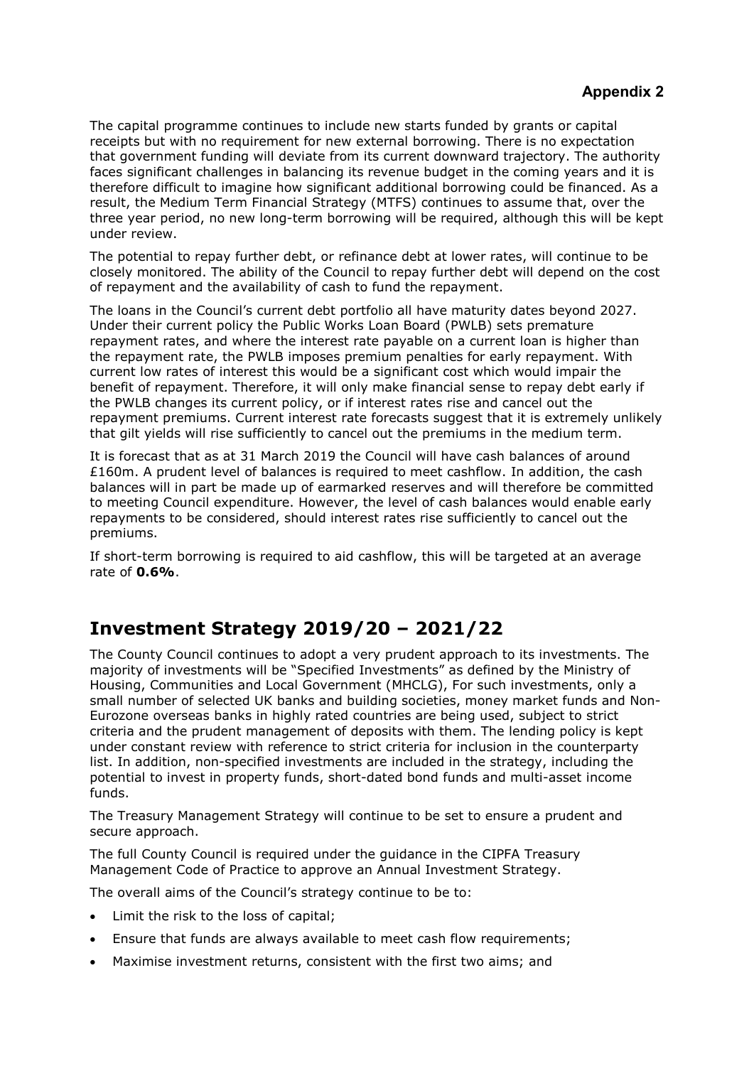**Appendix 2**

The capital programme continues to include new starts funded by grants or capital receipts but with no requirement for new external borrowing. There is no expectation that government funding will deviate from its current downward trajectory. The authority faces significant challenges in balancing its revenue budget in the coming years and it is therefore difficult to imagine how significant additional borrowing could be financed. As a result, the Medium Term Financial Strategy (MTFS) continues to assume that, over the three year period, no new long-term borrowing will be required, although this will be kept under review.

The potential to repay further debt, or refinance debt at lower rates, will continue to be closely monitored. The ability of the Council to repay further debt will depend on the cost of repayment and the availability of cash to fund the repayment.

The loans in the Council's current debt portfolio all have maturity dates beyond 2027. Under their current policy the Public Works Loan Board (PWLB) sets premature repayment rates, and where the interest rate payable on a current loan is higher than the repayment rate, the PWLB imposes premium penalties for early repayment. With current low rates of interest this would be a significant cost which would impair the benefit of repayment. Therefore, it will only make financial sense to repay debt early if the PWLB changes its current policy, or if interest rates rise and cancel out the repayment premiums. Current interest rate forecasts suggest that it is extremely unlikely that gilt yields will rise sufficiently to cancel out the premiums in the medium term.

It is forecast that as at 31 March 2019 the Council will have cash balances of around £160m. A prudent level of balances is required to meet cashflow. In addition, the cash balances will in part be made up of earmarked reserves and will therefore be committed to meeting Council expenditure. However, the level of cash balances would enable early repayments to be considered, should interest rates rise sufficiently to cancel out the premiums.

If short-term borrowing is required to aid cashflow, this will be targeted at an average rate of **0.6%**.

## Investment Strategy 2019/20 – 2021/22

The County Council continues to adopt a very prudent approach to its investments. The majority of investments will be "Specified Investments" as defined by the Ministry of Housing, Communities and Local Government (MHCLG), For such investments, only a small number of selected UK banks and building societies, money market funds and Non-Eurozone overseas banks in highly rated countries are being used, subject to strict criteria and the prudent management of deposits with them. The lending policy is kept under constant review with reference to strict criteria for inclusion in the counterparty list. In addition, non-specified investments are included in the strategy, including the potential to invest in property funds, short-dated bond funds and multi-asset income funds.

The Treasury Management Strategy will continue to be set to ensure a prudent and secure approach.

The full County Council is required under the guidance in the CIPFA Treasury Management Code of Practice to approve an Annual Investment Strategy.

The overall aims of the Council's strategy continue to be to:

- Limit the risk to the loss of capital;
- Ensure that funds are always available to meet cash flow requirements;
- Maximise investment returns, consistent with the first two aims; and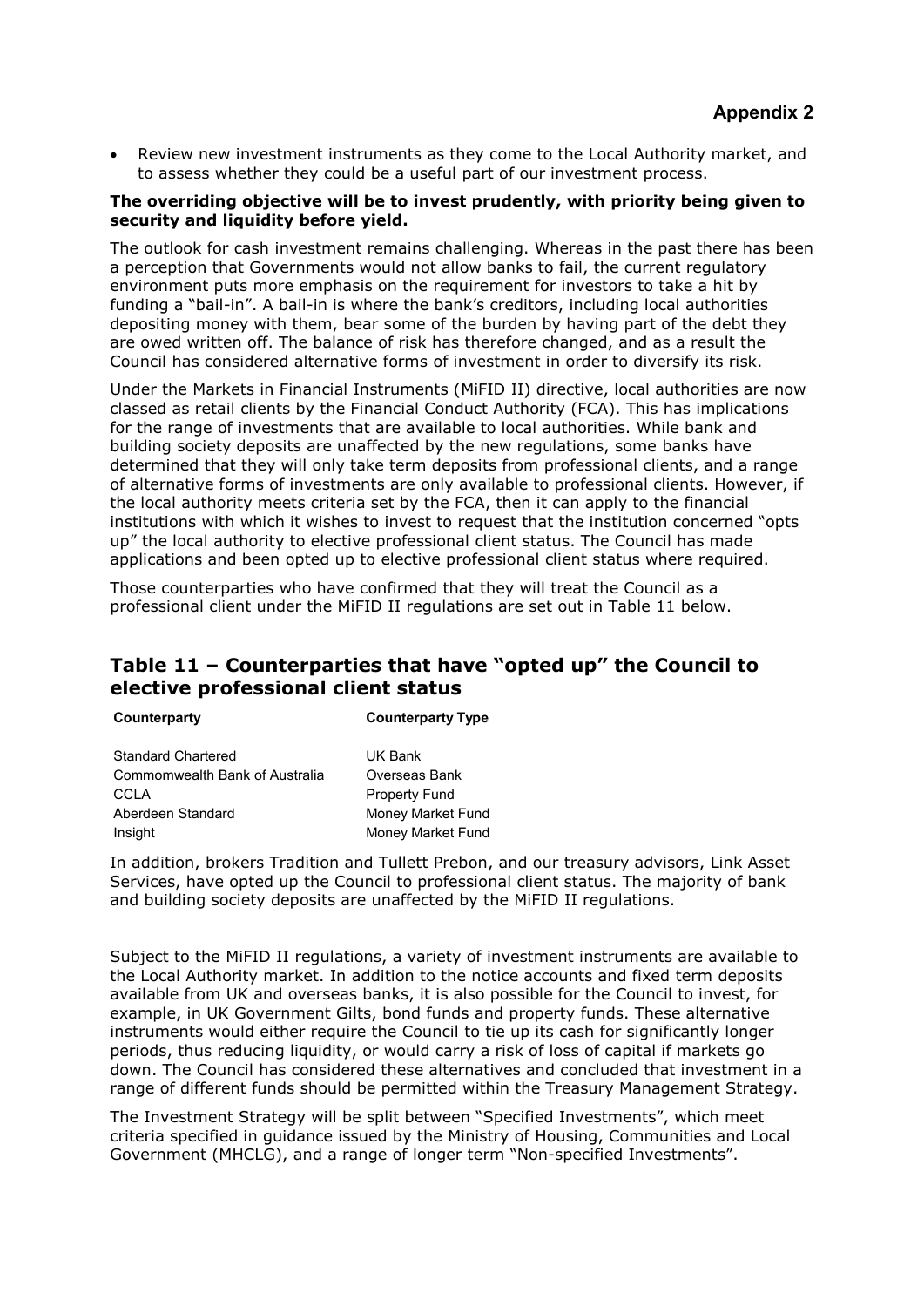**Appendix 2**

- Review new investment instruments as they come to the Local Authority market, and to assess whether they could be a useful part of our investment process.

**The overriding objective will be to invest prudently, with priority being given to security and liquidity before yield.**

The outlook for cash investment remains challenging. Whereas in the past there has been a perception that Governments would not allow banks to fail, the current regulatory environment puts more emphasis on the requirement for investors to take a hit by funding a "bail-in". A bail-in is where the bank's creditors, including local authorities depositing money with them, bear some of the burden by having part of the debt they are owed written off. The balance of risk has therefore changed, and as a result the Council has considered alternative forms of investment in order to diversify its risk.

Under the Markets in Financial Instruments (MiFID II) directive, local authorities are now classed as retail clients by the Financial Conduct Authority (FCA). This has implications for the range of investments that are available to local authorities. While bank and building society deposits are unaffected by the new regulations, some banks have determined that they will only take term deposits from professional clients, and a range of alternative forms of investments are only available to professional clients. However, if the local authority meets criteria set by the FCA, then it can apply to the financial institutions with which it wishes to invest to request that the institution concerned "opts up" the local authority to elective professional client status. The Council has made applications and been opted up to elective professional client status where required.

Those counterparties who have confirmed that they will treat the Council as a professional client under the MiFID II regulations are set out in Table 11 below.

## Table 11 – Counterparties that have "opted up" the Council to elective professional client status

| Counterparty | Counterparty Type |
|---|---|
| Standard Chartered | UK Bank |
| Commomwealth Bank of Australia | Overseas Bank |
| CCLA | Property Fund |
| Aberdeen Standard | Money Market Fund |
| Insight | Money Market Fund |

In addition, brokers Tradition and Tullett Prebon, and our treasury advisors, Link Asset Services, have opted up the Council to professional client status. The majority of bank and building society deposits are unaffected by the MiFID II regulations.

Subject to the MiFID II regulations, a variety of investment instruments are available to the Local Authority market. In addition to the notice accounts and fixed term deposits available from UK and overseas banks, it is also possible for the Council to invest, for example, in UK Government Gilts, bond funds and property funds. These alternative instruments would either require the Council to tie up its cash for significantly longer periods, thus reducing liquidity, or would carry a risk of loss of capital if markets go down. The Council has considered these alternatives and concluded that investment in a range of different funds should be permitted within the Treasury Management Strategy.

The Investment Strategy will be split between "Specified Investments", which meet criteria specified in guidance issued by the Ministry of Housing, Communities and Local Government (MHCLG), and a range of longer term "Non-specified Investments".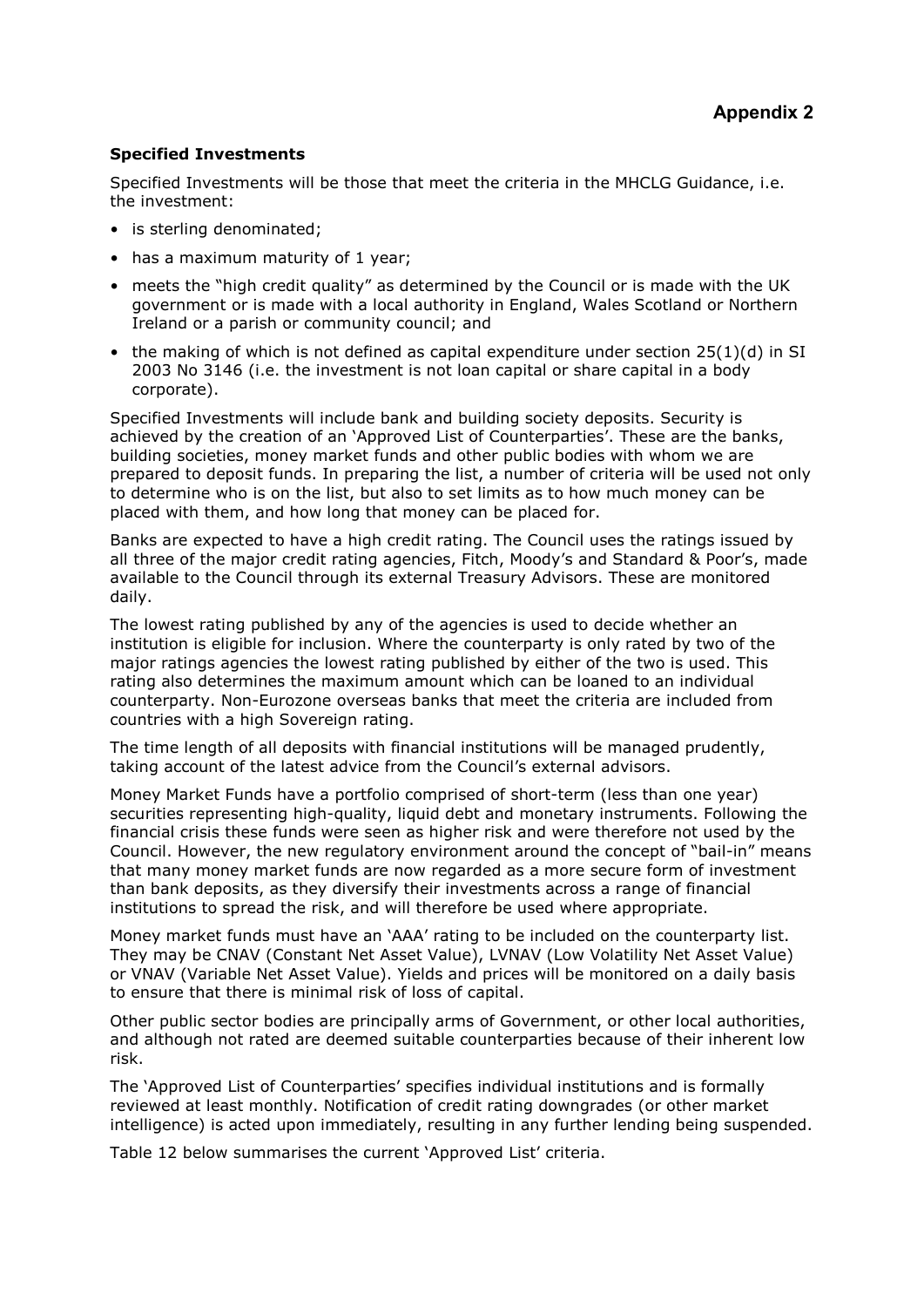## Appendix 2

**Specified Investments**

Specified Investments will be those that meet the criteria in the MHCLG Guidance, i.e. the investment:

- is sterling denominated;
- has a maximum maturity of 1 year;
- meets the "high credit quality" as determined by the Council or is made with the UK government or is made with a local authority in England, Wales Scotland or Northern Ireland or a parish or community council; and
- the making of which is not defined as capital expenditure under section 25(1)(d) in SI 2003 No 3146 (i.e. the investment is not loan capital or share capital in a body corporate).

Specified Investments will include bank and building society deposits. Security is achieved by the creation of an 'Approved List of Counterparties'. These are the banks, building societies, money market funds and other public bodies with whom we are prepared to deposit funds. In preparing the list, a number of criteria will be used not only to determine who is on the list, but also to set limits as to how much money can be placed with them, and how long that money can be placed for.

Banks are expected to have a high credit rating. The Council uses the ratings issued by all three of the major credit rating agencies, Fitch, Moody's and Standard & Poor's, made available to the Council through its external Treasury Advisors. These are monitored daily.

The lowest rating published by any of the agencies is used to decide whether an institution is eligible for inclusion. Where the counterparty is only rated by two of the major ratings agencies the lowest rating published by either of the two is used. This rating also determines the maximum amount which can be loaned to an individual counterparty. Non-Eurozone overseas banks that meet the criteria are included from countries with a high Sovereign rating.

The time length of all deposits with financial institutions will be managed prudently, taking account of the latest advice from the Council's external advisors.

Money Market Funds have a portfolio comprised of short-term (less than one year) securities representing high-quality, liquid debt and monetary instruments. Following the financial crisis these funds were seen as higher risk and were therefore not used by the Council. However, the new regulatory environment around the concept of "bail-in" means that many money market funds are now regarded as a more secure form of investment than bank deposits, as they diversify their investments across a range of financial institutions to spread the risk, and will therefore be used where appropriate.

Money market funds must have an 'AAA' rating to be included on the counterparty list. They may be CNAV (Constant Net Asset Value), LVNAV (Low Volatility Net Asset Value) or VNAV (Variable Net Asset Value). Yields and prices will be monitored on a daily basis to ensure that there is minimal risk of loss of capital.

Other public sector bodies are principally arms of Government, or other local authorities, and although not rated are deemed suitable counterparties because of their inherent low risk.

The 'Approved List of Counterparties' specifies individual institutions and is formally reviewed at least monthly. Notification of credit rating downgrades (or other market intelligence) is acted upon immediately, resulting in any further lending being suspended.

Table 12 below summarises the current 'Approved List' criteria.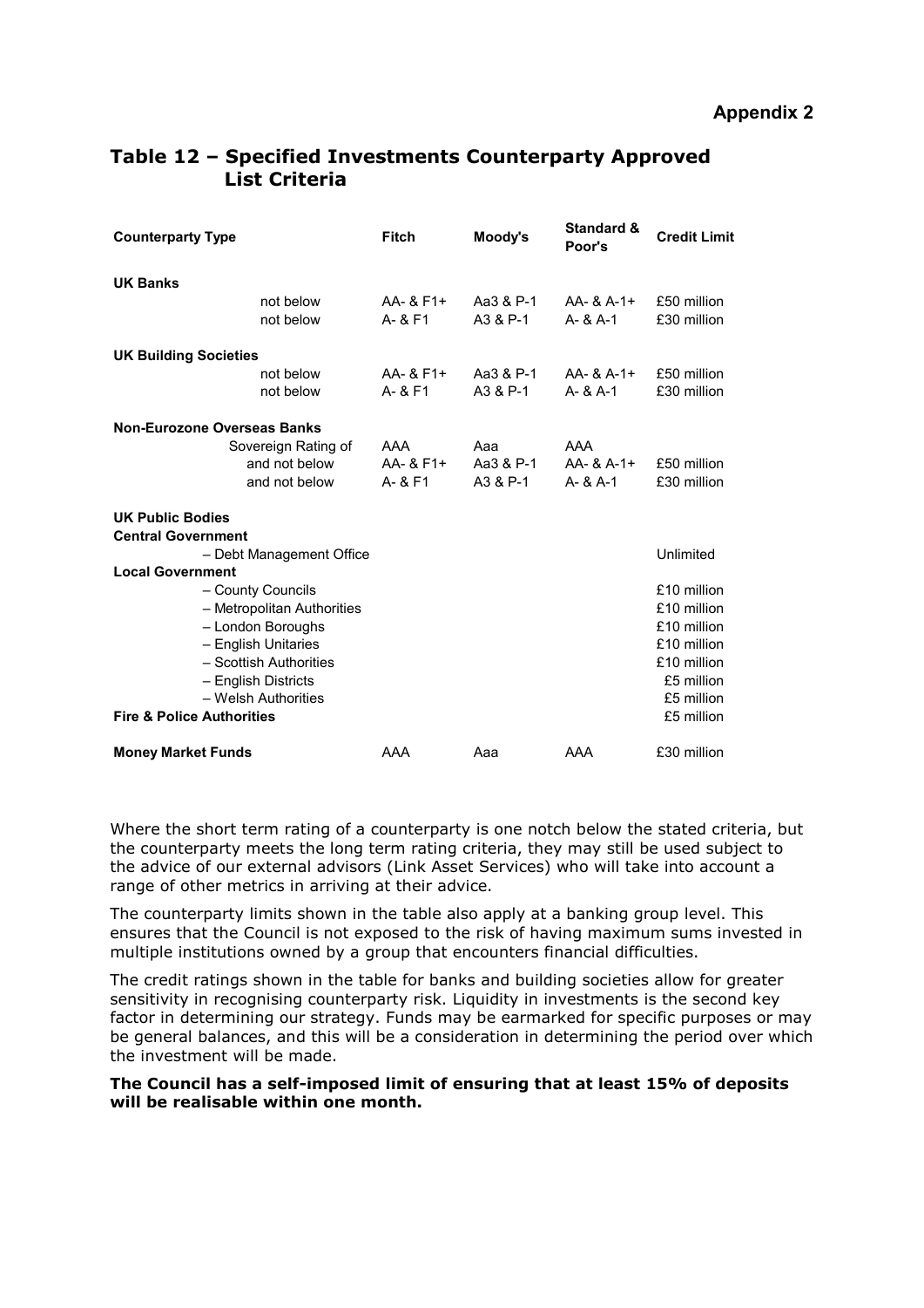**Appendix 2**

## Table 12 – Specified Investments Counterparty Approved List Criteria

| Counterparty Type | Fitch | Moody's | Standard & Poor's | Credit Limit |
|---|---|---|---|---|
| **UK Banks** | | | | |
| not below | AA- & F1+ | Aa3 & P-1 | AA- & A-1+ | £50 million |
| not below | A- & F1 | A3 & P-1 | A- & A-1 | £30 million |
| **UK Building Societies** | | | | |
| not below | AA- & F1+ | Aa3 & P-1 | AA- & A-1+ | £50 million |
| not below | A- & F1 | A3 & P-1 | A- & A-1 | £30 million |
| **Non-Eurozone Overseas Banks** | | | | |
| Sovereign Rating of | AAA | Aaa | AAA | |
| and not below | AA- & F1+ | Aa3 & P-1 | AA- & A-1+ | £50 million |
| and not below | A- & F1 | A3 & P-1 | A- & A-1 | £30 million |
| **UK Public Bodies** | | | | |
| **Central Government** | | | | |
| – Debt Management Office | | | | Unlimited |
| **Local Government** | | | | |
| – County Councils | | | | £10 million |
| – Metropolitan Authorities | | | | £10 million |
| – London Boroughs | | | | £10 million |
| – English Unitaries | | | | £10 million |
| – Scottish Authorities | | | | £10 million |
| – English Districts | | | | £5 million |
| – Welsh Authorities | | | | £5 million |
| **Fire & Police Authorities** | | | | £5 million |
| **Money Market Funds** | AAA | Aaa | AAA | £30 million |

Where the short term rating of a counterparty is one notch below the stated criteria, but the counterparty meets the long term rating criteria, they may still be used subject to the advice of our external advisors (Link Asset Services) who will take into account a range of other metrics in arriving at their advice.

The counterparty limits shown in the table also apply at a banking group level. This ensures that the Council is not exposed to the risk of having maximum sums invested in multiple institutions owned by a group that encounters financial difficulties.

The credit ratings shown in the table for banks and building societies allow for greater sensitivity in recognising counterparty risk. Liquidity in investments is the second key factor in determining our strategy. Funds may be earmarked for specific purposes or may be general balances, and this will be a consideration in determining the period over which the investment will be made.

**The Council has a self-imposed limit of ensuring that at least 15% of deposits will be realisable within one month.**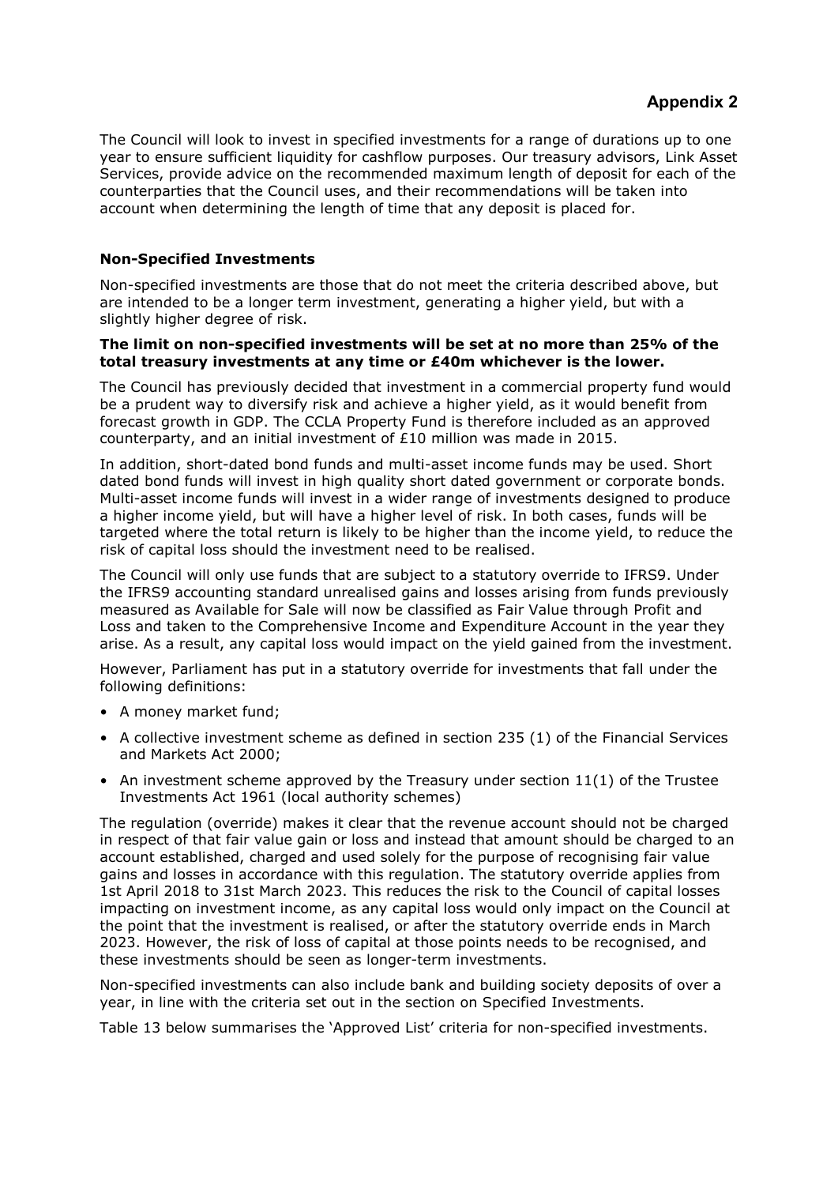## Appendix 2

The Council will look to invest in specified investments for a range of durations up to one year to ensure sufficient liquidity for cashflow purposes. Our treasury advisors, Link Asset Services, provide advice on the recommended maximum length of deposit for each of the counterparties that the Council uses, and their recommendations will be taken into account when determining the length of time that any deposit is placed for.

### Non-Specified Investments

Non-specified investments are those that do not meet the criteria described above, but are intended to be a longer term investment, generating a higher yield, but with a slightly higher degree of risk.

**The limit on non-specified investments will be set at no more than 25% of the total treasury investments at any time or £40m whichever is the lower.**

The Council has previously decided that investment in a commercial property fund would be a prudent way to diversify risk and achieve a higher yield, as it would benefit from forecast growth in GDP. The CCLA Property Fund is therefore included as an approved counterparty, and an initial investment of £10 million was made in 2015.

In addition, short-dated bond funds and multi-asset income funds may be used. Short dated bond funds will invest in high quality short dated government or corporate bonds. Multi-asset income funds will invest in a wider range of investments designed to produce a higher income yield, but will have a higher level of risk. In both cases, funds will be targeted where the total return is likely to be higher than the income yield, to reduce the risk of capital loss should the investment need to be realised.

The Council will only use funds that are subject to a statutory override to IFRS9. Under the IFRS9 accounting standard unrealised gains and losses arising from funds previously measured as Available for Sale will now be classified as Fair Value through Profit and Loss and taken to the Comprehensive Income and Expenditure Account in the year they arise. As a result, any capital loss would impact on the yield gained from the investment.

However, Parliament has put in a statutory override for investments that fall under the following definitions:

- A money market fund;
- A collective investment scheme as defined in section 235 (1) of the Financial Services and Markets Act 2000;
- An investment scheme approved by the Treasury under section 11(1) of the Trustee Investments Act 1961 (local authority schemes)

The regulation (override) makes it clear that the revenue account should not be charged in respect of that fair value gain or loss and instead that amount should be charged to an account established, charged and used solely for the purpose of recognising fair value gains and losses in accordance with this regulation. The statutory override applies from 1st April 2018 to 31st March 2023. This reduces the risk to the Council of capital losses impacting on investment income, as any capital loss would only impact on the Council at the point that the investment is realised, or after the statutory override ends in March 2023. However, the risk of loss of capital at those points needs to be recognised, and these investments should be seen as longer-term investments.

Non-specified investments can also include bank and building society deposits of over a year, in line with the criteria set out in the section on Specified Investments.

Table 13 below summarises the 'Approved List' criteria for non-specified investments.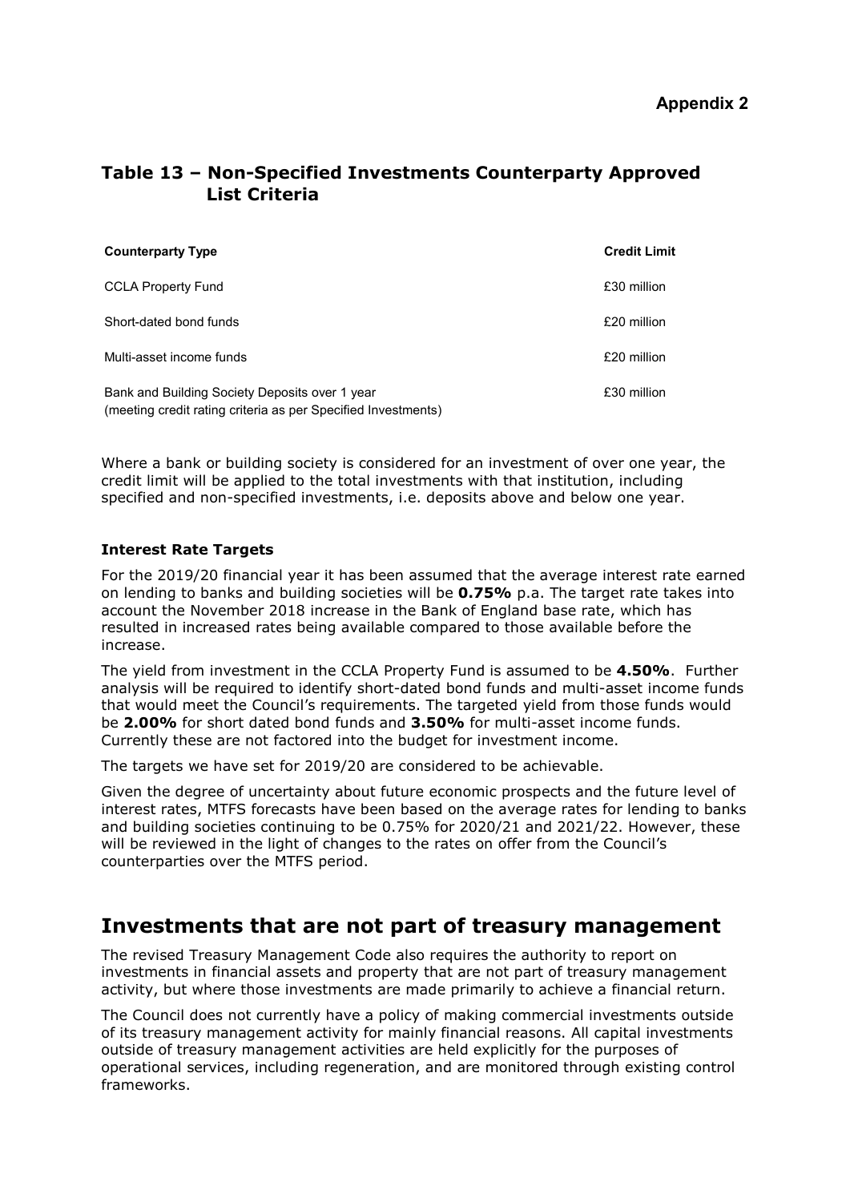**Appendix 2**

## Table 13 – Non-Specified Investments Counterparty Approved List Criteria

| Counterparty Type | Credit Limit |
|---|---|
| CCLA Property Fund | £30 million |
| Short-dated bond funds | £20 million |
| Multi-asset income funds | £20 million |
| Bank and Building Society Deposits over 1 year (meeting credit rating criteria as per Specified Investments) | £30 million |

Where a bank or building society is considered for an investment of over one year, the credit limit will be applied to the total investments with that institution, including specified and non-specified investments, i.e. deposits above and below one year.

### Interest Rate Targets

For the 2019/20 financial year it has been assumed that the average interest rate earned on lending to banks and building societies will be **0.75%** p.a. The target rate takes into account the November 2018 increase in the Bank of England base rate, which has resulted in increased rates being available compared to those available before the increase.

The yield from investment in the CCLA Property Fund is assumed to be **4.50%**. Further analysis will be required to identify short-dated bond funds and multi-asset income funds that would meet the Council's requirements. The targeted yield from those funds would be **2.00%** for short dated bond funds and **3.50%** for multi-asset income funds. Currently these are not factored into the budget for investment income.

The targets we have set for 2019/20 are considered to be achievable.

Given the degree of uncertainty about future economic prospects and the future level of interest rates, MTFS forecasts have been based on the average rates for lending to banks and building societies continuing to be 0.75% for 2020/21 and 2021/22. However, these will be reviewed in the light of changes to the rates on offer from the Council's counterparties over the MTFS period.

## Investments that are not part of treasury management

The revised Treasury Management Code also requires the authority to report on investments in financial assets and property that are not part of treasury management activity, but where those investments are made primarily to achieve a financial return.

The Council does not currently have a policy of making commercial investments outside of its treasury management activity for mainly financial reasons. All capital investments outside of treasury management activities are held explicitly for the purposes of operational services, including regeneration, and are monitored through existing control frameworks.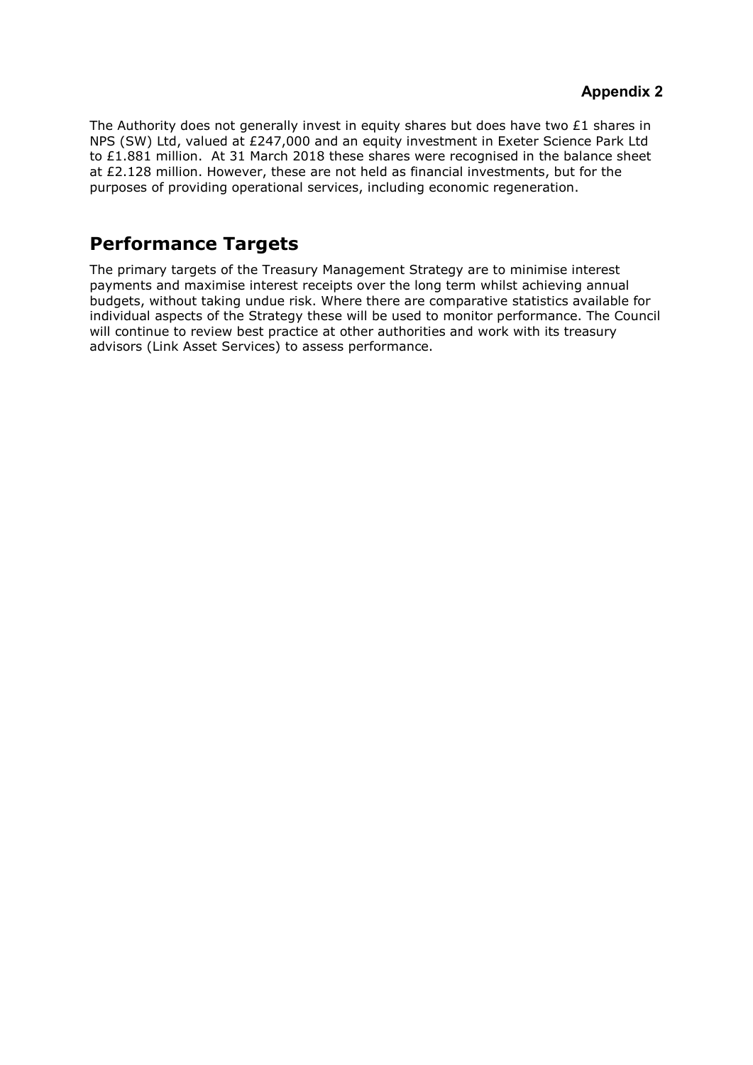**Appendix 2**

The Authority does not generally invest in equity shares but does have two £1 shares in NPS (SW) Ltd, valued at £247,000 and an equity investment in Exeter Science Park Ltd to £1.881 million. At 31 March 2018 these shares were recognised in the balance sheet at £2.128 million. However, these are not held as financial investments, but for the purposes of providing operational services, including economic regeneration.

## Performance Targets

The primary targets of the Treasury Management Strategy are to minimise interest payments and maximise interest receipts over the long term whilst achieving annual budgets, without taking undue risk. Where there are comparative statistics available for individual aspects of the Strategy these will be used to monitor performance. The Council will continue to review best practice at other authorities and work with its treasury advisors (Link Asset Services) to assess performance.